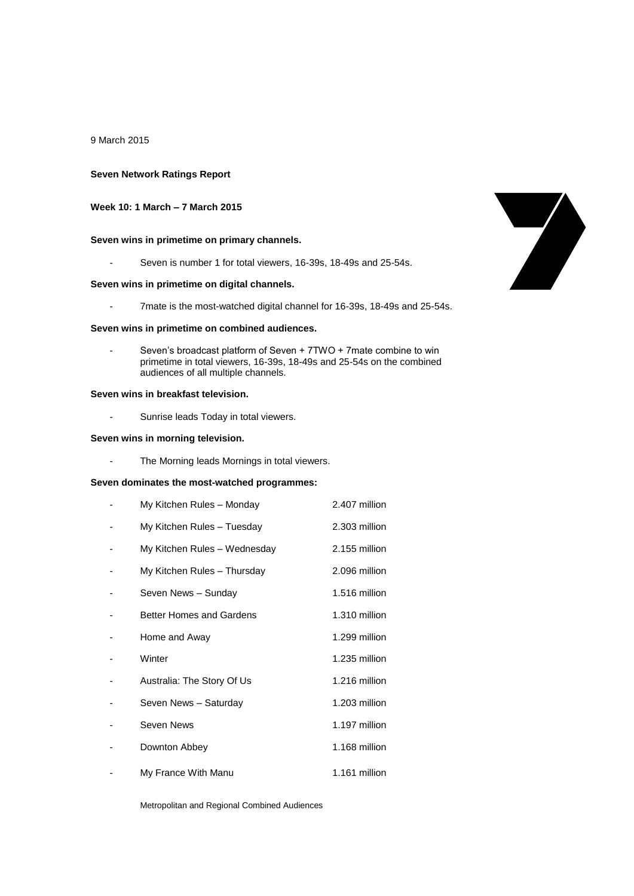9 March 2015

**Seven Network Ratings Report**

**Week 10: 1 March – 7 March 2015**

**Seven wins in primetime on primary channels.**

- Seven is number 1 for total viewers, 16-39s, 18-49s and 25-54s.

**Seven wins in primetime on digital channels.**

- 7mate is the most-watched digital channel for 16-39s, 18-49s and 25-54s.

**Seven wins in primetime on combined audiences.**

- Seven's broadcast platform of Seven + 7TWO + 7mate combine to win primetime in total viewers, 16-39s, 18-49s and 25-54s on the combined audiences of all multiple channels.

**Seven wins in breakfast television.**

- Sunrise leads Today in total viewers.

**Seven wins in morning television.**

- The Morning leads Mornings in total viewers.

**Seven dominates the most-watched programmes:**

| Programme | Audience |
|---|---|
| My Kitchen Rules – Monday | 2.407 million |
| My Kitchen Rules – Tuesday | 2.303 million |
| My Kitchen Rules – Wednesday | 2.155 million |
| My Kitchen Rules – Thursday | 2.096 million |
| Seven News – Sunday | 1.516 million |
| Better Homes and Gardens | 1.310 million |
| Home and Away | 1.299 million |
| Winter | 1.235 million |
| Australia: The Story Of Us | 1.216 million |
| Seven News – Saturday | 1.203 million |
| Seven News | 1.197 million |
| Downton Abbey | 1.168 million |
| My France With Manu | 1.161 million |

Metropolitan and Regional Combined Audiences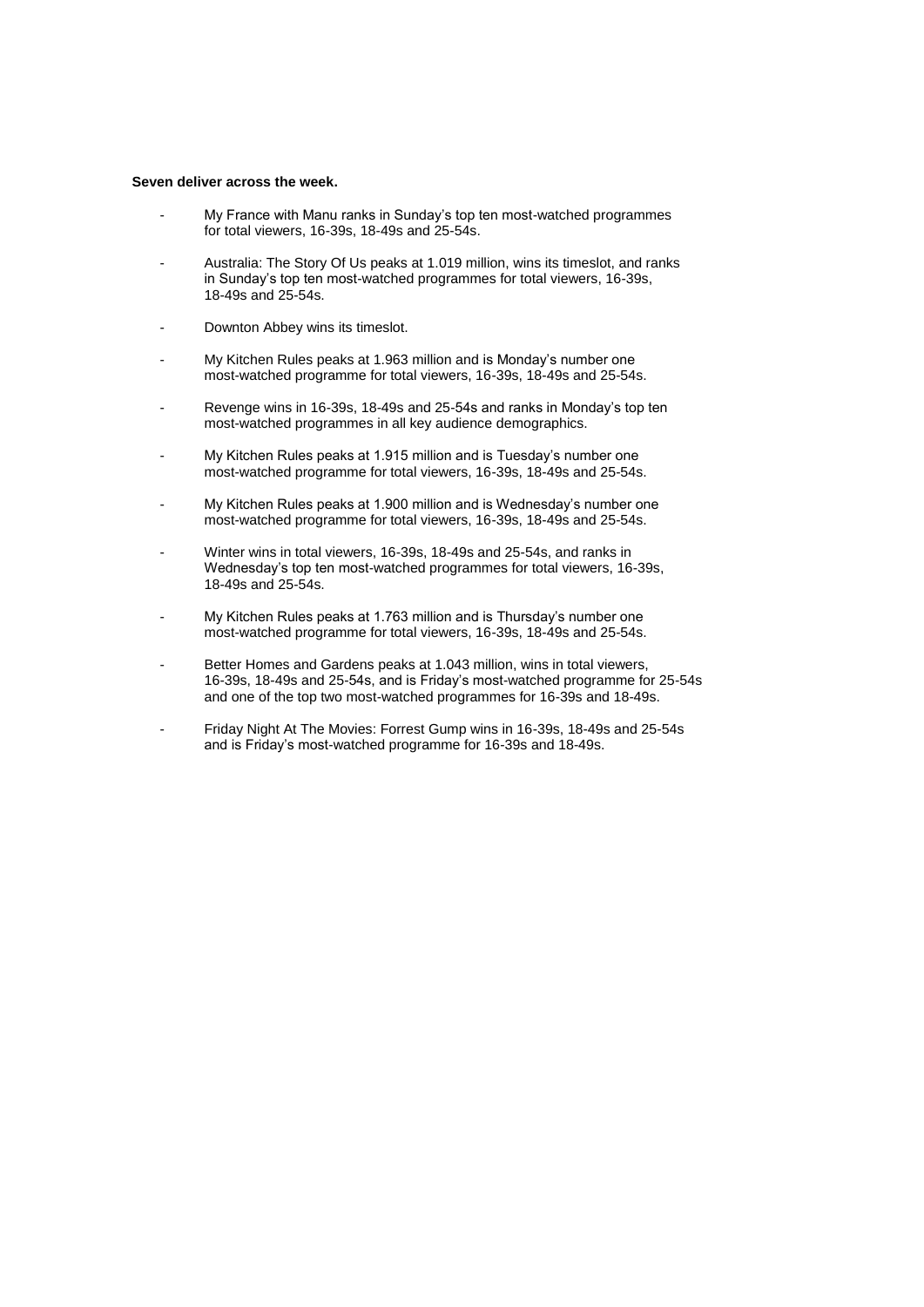**Seven deliver across the week.**

- My France with Manu ranks in Sunday's top ten most-watched programmes for total viewers, 16-39s, 18-49s and 25-54s.
- Australia: The Story Of Us peaks at 1.019 million, wins its timeslot, and ranks in Sunday's top ten most-watched programmes for total viewers, 16-39s, 18-49s and 25-54s.
- Downton Abbey wins its timeslot.
- My Kitchen Rules peaks at 1.963 million and is Monday's number one most-watched programme for total viewers, 16-39s, 18-49s and 25-54s.
- Revenge wins in 16-39s, 18-49s and 25-54s and ranks in Monday's top ten most-watched programmes in all key audience demographics.
- My Kitchen Rules peaks at 1.915 million and is Tuesday's number one most-watched programme for total viewers, 16-39s, 18-49s and 25-54s.
- My Kitchen Rules peaks at 1.900 million and is Wednesday's number one most-watched programme for total viewers, 16-39s, 18-49s and 25-54s.
- Winter wins in total viewers, 16-39s, 18-49s and 25-54s, and ranks in Wednesday's top ten most-watched programmes for total viewers, 16-39s, 18-49s and 25-54s.
- My Kitchen Rules peaks at 1.763 million and is Thursday's number one most-watched programme for total viewers, 16-39s, 18-49s and 25-54s.
- Better Homes and Gardens peaks at 1.043 million, wins in total viewers, 16-39s, 18-49s and 25-54s, and is Friday's most-watched programme for 25-54s and one of the top two most-watched programmes for 16-39s and 18-49s.
- Friday Night At The Movies: Forrest Gump wins in 16-39s, 18-49s and 25-54s and is Friday's most-watched programme for 16-39s and 18-49s.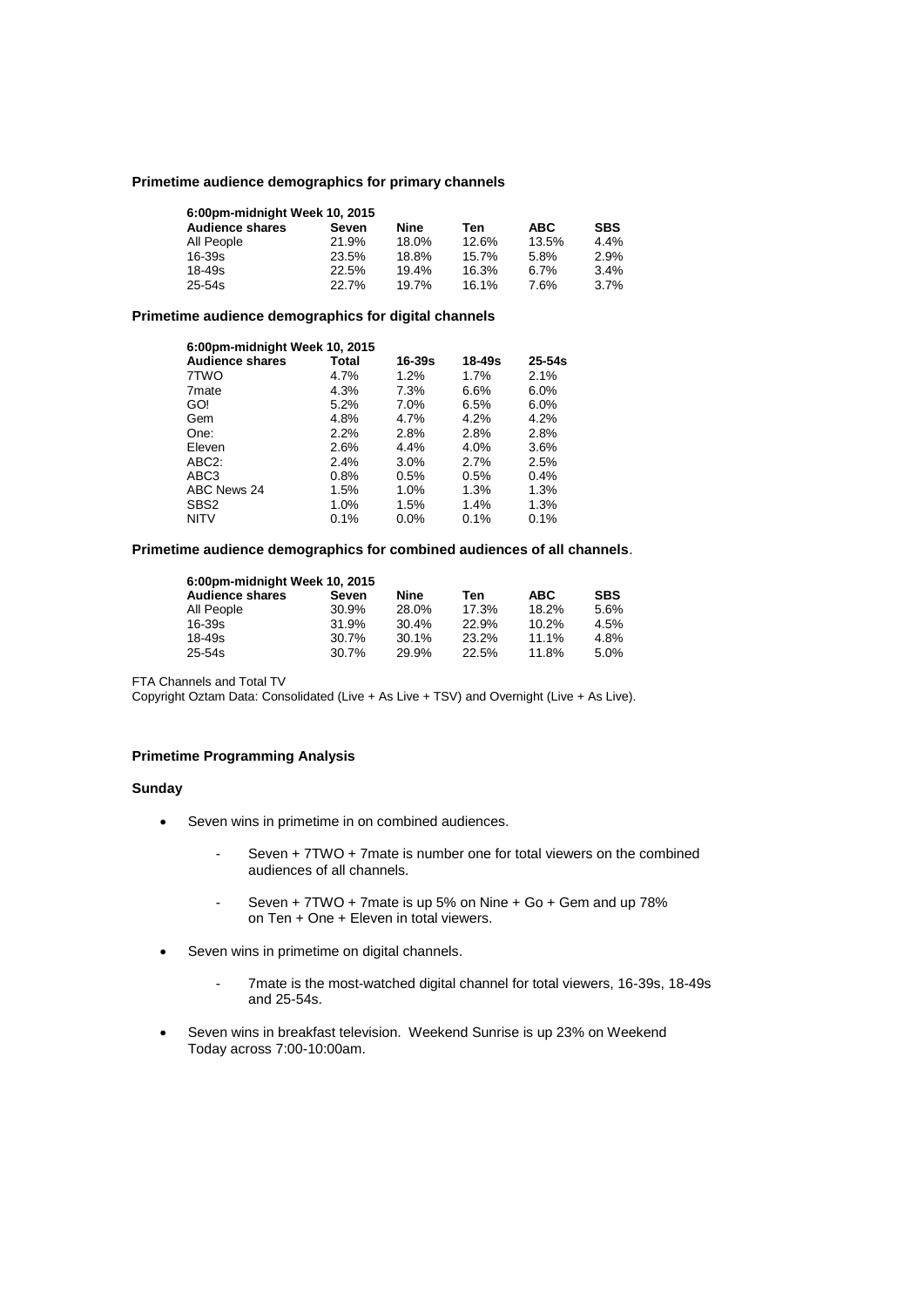**Primetime audience demographics for primary channels**

| 6:00pm-midnight Week 10, 2015 | | | | | |
|---|---|---|---|---|---|
| **Audience shares** | **Seven** | **Nine** | **Ten** | **ABC** | **SBS** |
| All People | 21.9% | 18.0% | 12.6% | 13.5% | 4.4% |
| 16-39s | 23.5% | 18.8% | 15.7% | 5.8% | 2.9% |
| 18-49s | 22.5% | 19.4% | 16.3% | 6.7% | 3.4% |
| 25-54s | 22.7% | 19.7% | 16.1% | 7.6% | 3.7% |

**Primetime audience demographics for digital channels**

| 6:00pm-midnight Week 10, 2015 | | | | |
|---|---|---|---|---|
| **Audience shares** | **Total** | **16-39s** | **18-49s** | **25-54s** |
| 7TWO | 4.7% | 1.2% | 1.7% | 2.1% |
| 7mate | 4.3% | 7.3% | 6.6% | 6.0% |
| GO! | 5.2% | 7.0% | 6.5% | 6.0% |
| Gem | 4.8% | 4.7% | 4.2% | 4.2% |
| One: | 2.2% | 2.8% | 2.8% | 2.8% |
| Eleven | 2.6% | 4.4% | 4.0% | 3.6% |
| ABC2: | 2.4% | 3.0% | 2.7% | 2.5% |
| ABC3 | 0.8% | 0.5% | 0.5% | 0.4% |
| ABC News 24 | 1.5% | 1.0% | 1.3% | 1.3% |
| SBS2 | 1.0% | 1.5% | 1.4% | 1.3% |
| NITV | 0.1% | 0.0% | 0.1% | 0.1% |

**Primetime audience demographics for combined audiences of all channels**.

| 6:00pm-midnight Week 10, 2015 | | | | | |
|---|---|---|---|---|---|
| **Audience shares** | **Seven** | **Nine** | **Ten** | **ABC** | **SBS** |
| All People | 30.9% | 28.0% | 17.3% | 18.2% | 5.6% |
| 16-39s | 31.9% | 30.4% | 22.9% | 10.2% | 4.5% |
| 18-49s | 30.7% | 30.1% | 23.2% | 11.1% | 4.8% |
| 25-54s | 30.7% | 29.9% | 22.5% | 11.8% | 5.0% |

FTA Channels and Total TV
Copyright Oztam Data: Consolidated (Live + As Live + TSV) and Overnight (Live + As Live).

**Primetime Programming Analysis**

**Sunday**

- Seven wins in primetime in on combined audiences.
  - Seven + 7TWO + 7mate is number one for total viewers on the combined audiences of all channels.
  - Seven + 7TWO + 7mate is up 5% on Nine + Go + Gem and up 78% on Ten + One + Eleven in total viewers.
- Seven wins in primetime on digital channels.
  - 7mate is the most-watched digital channel for total viewers, 16-39s, 18-49s and 25-54s.
- Seven wins in breakfast television. Weekend Sunrise is up 23% on Weekend Today across 7:00-10:00am.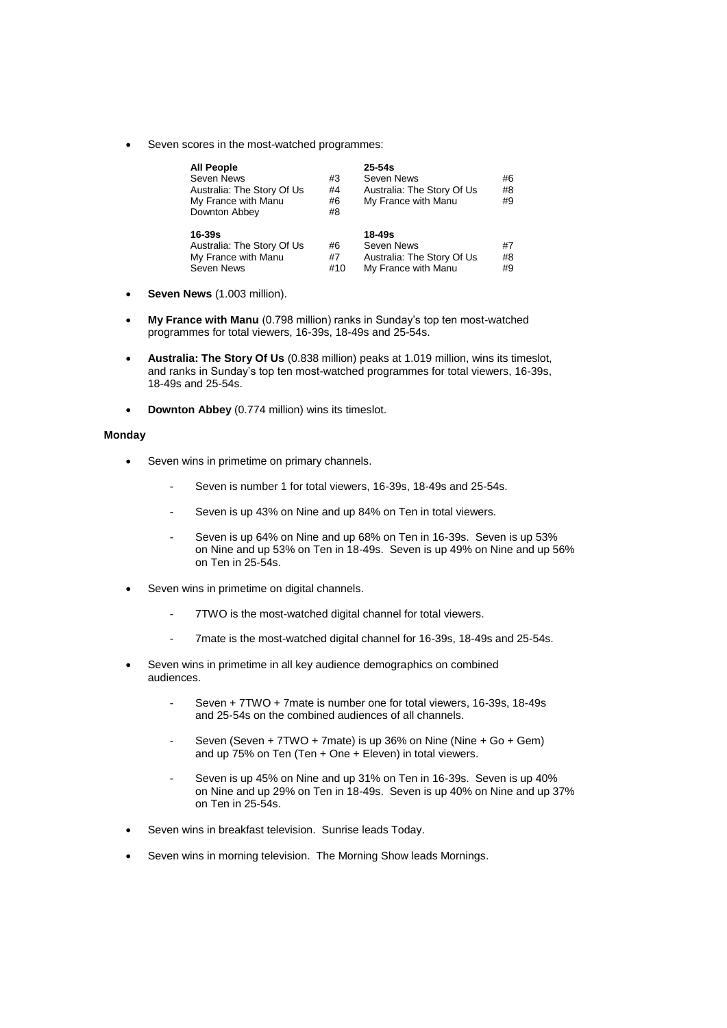- Seven scores in the most-watched programmes:

| All People | | 25-54s | |
|---|---|---|---|
| Seven News | #3 | Seven News | #6 |
| Australia: The Story Of Us | #4 | Australia: The Story Of Us | #8 |
| My France with Manu | #6 | My France with Manu | #9 |
| Downton Abbey | #8 | | |
| **16-39s** | | **18-49s** | |
| Australia: The Story Of Us | #6 | Seven News | #7 |
| My France with Manu | #7 | Australia: The Story Of Us | #8 |
| Seven News | #10 | My France with Manu | #9 |

- **Seven News** (1.003 million).

- **My France with Manu** (0.798 million) ranks in Sunday's top ten most-watched programmes for total viewers, 16-39s, 18-49s and 25-54s.

- **Australia: The Story Of Us** (0.838 million) peaks at 1.019 million, wins its timeslot, and ranks in Sunday's top ten most-watched programmes for total viewers, 16-39s, 18-49s and 25-54s.

- **Downton Abbey** (0.774 million) wins its timeslot.

**Monday**

- Seven wins in primetime on primary channels.
  - Seven is number 1 for total viewers, 16-39s, 18-49s and 25-54s.
  - Seven is up 43% on Nine and up 84% on Ten in total viewers.
  - Seven is up 64% on Nine and up 68% on Ten in 16-39s. Seven is up 53% on Nine and up 53% on Ten in 18-49s. Seven is up 49% on Nine and up 56% on Ten in 25-54s.

- Seven wins in primetime on digital channels.
  - 7TWO is the most-watched digital channel for total viewers.
  - 7mate is the most-watched digital channel for 16-39s, 18-49s and 25-54s.

- Seven wins in primetime in all key audience demographics on combined audiences.
  - Seven + 7TWO + 7mate is number one for total viewers, 16-39s, 18-49s and 25-54s on the combined audiences of all channels.
  - Seven (Seven + 7TWO + 7mate) is up 36% on Nine (Nine + Go + Gem) and up 75% on Ten (Ten + One + Eleven) in total viewers.
  - Seven is up 45% on Nine and up 31% on Ten in 16-39s. Seven is up 40% on Nine and up 29% on Ten in 18-49s. Seven is up 40% on Nine and up 37% on Ten in 25-54s.

- Seven wins in breakfast television. Sunrise leads Today.

- Seven wins in morning television. The Morning Show leads Mornings.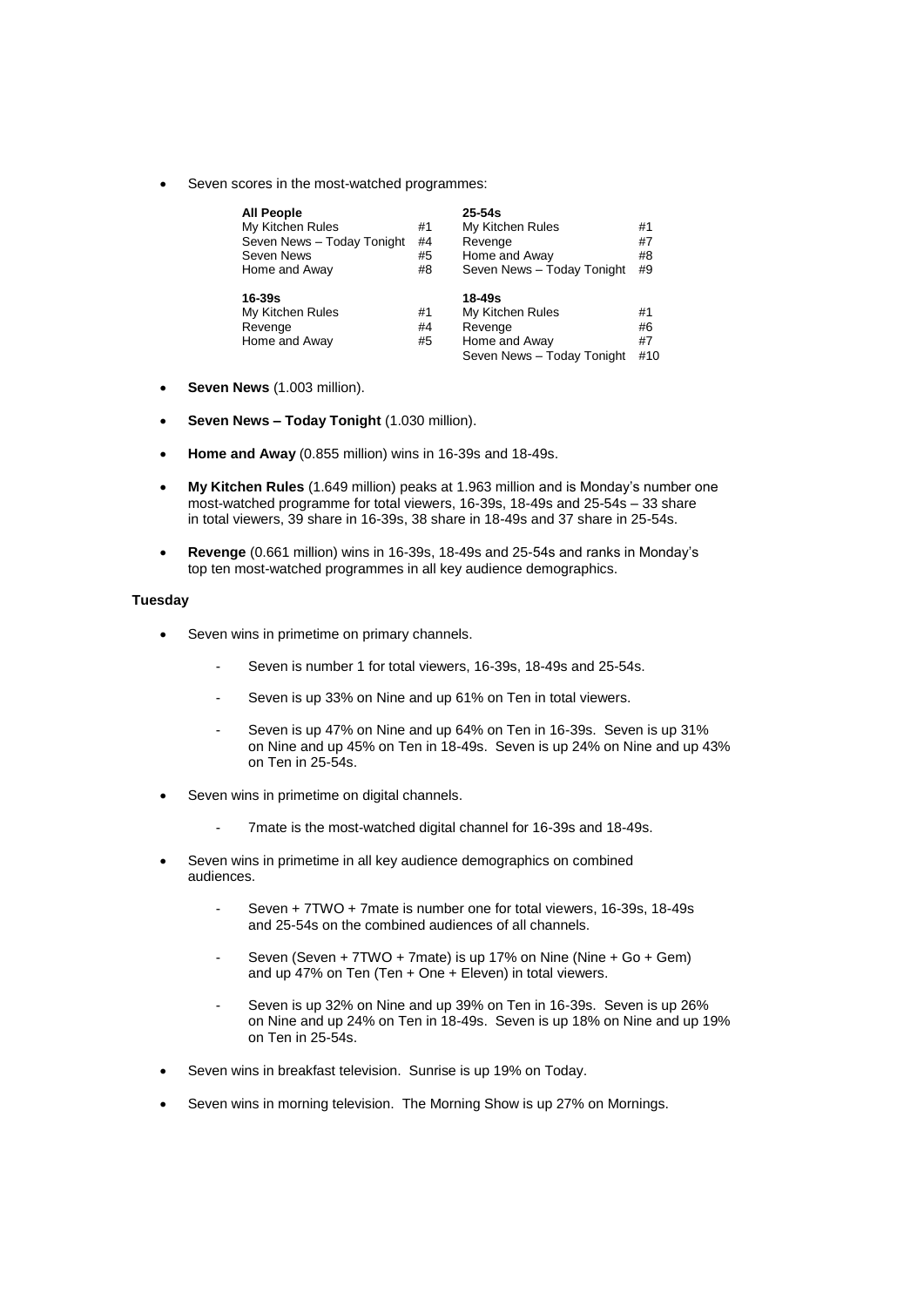- Seven scores in the most-watched programmes:

| All People | | 25-54s | |
|---|---|---|---|
| My Kitchen Rules | #1 | My Kitchen Rules | #1 |
| Seven News – Today Tonight | #4 | Revenge | #7 |
| Seven News | #5 | Home and Away | #8 |
| Home and Away | #8 | Seven News – Today Tonight | #9 |
| **16-39s** | | **18-49s** | |
| My Kitchen Rules | #1 | My Kitchen Rules | #1 |
| Revenge | #4 | Revenge | #6 |
| Home and Away | #5 | Home and Away | #7 |
| | | Seven News – Today Tonight | #10 |

- **Seven News** (1.003 million).
- **Seven News – Today Tonight** (1.030 million).
- **Home and Away** (0.855 million) wins in 16-39s and 18-49s.
- **My Kitchen Rules** (1.649 million) peaks at 1.963 million and is Monday's number one most-watched programme for total viewers, 16-39s, 18-49s and 25-54s – 33 share in total viewers, 39 share in 16-39s, 38 share in 18-49s and 37 share in 25-54s.
- **Revenge** (0.661 million) wins in 16-39s, 18-49s and 25-54s and ranks in Monday's top ten most-watched programmes in all key audience demographics.

**Tuesday**

- Seven wins in primetime on primary channels.
  - Seven is number 1 for total viewers, 16-39s, 18-49s and 25-54s.
  - Seven is up 33% on Nine and up 61% on Ten in total viewers.
  - Seven is up 47% on Nine and up 64% on Ten in 16-39s. Seven is up 31% on Nine and up 45% on Ten in 18-49s. Seven is up 24% on Nine and up 43% on Ten in 25-54s.
- Seven wins in primetime on digital channels.
  - 7mate is the most-watched digital channel for 16-39s and 18-49s.
- Seven wins in primetime in all key audience demographics on combined audiences.
  - Seven + 7TWO + 7mate is number one for total viewers, 16-39s, 18-49s and 25-54s on the combined audiences of all channels.
  - Seven (Seven + 7TWO + 7mate) is up 17% on Nine (Nine + Go + Gem) and up 47% on Ten (Ten + One + Eleven) in total viewers.
  - Seven is up 32% on Nine and up 39% on Ten in 16-39s. Seven is up 26% on Nine and up 24% on Ten in 18-49s. Seven is up 18% on Nine and up 19% on Ten in 25-54s.
- Seven wins in breakfast television. Sunrise is up 19% on Today.
- Seven wins in morning television. The Morning Show is up 27% on Mornings.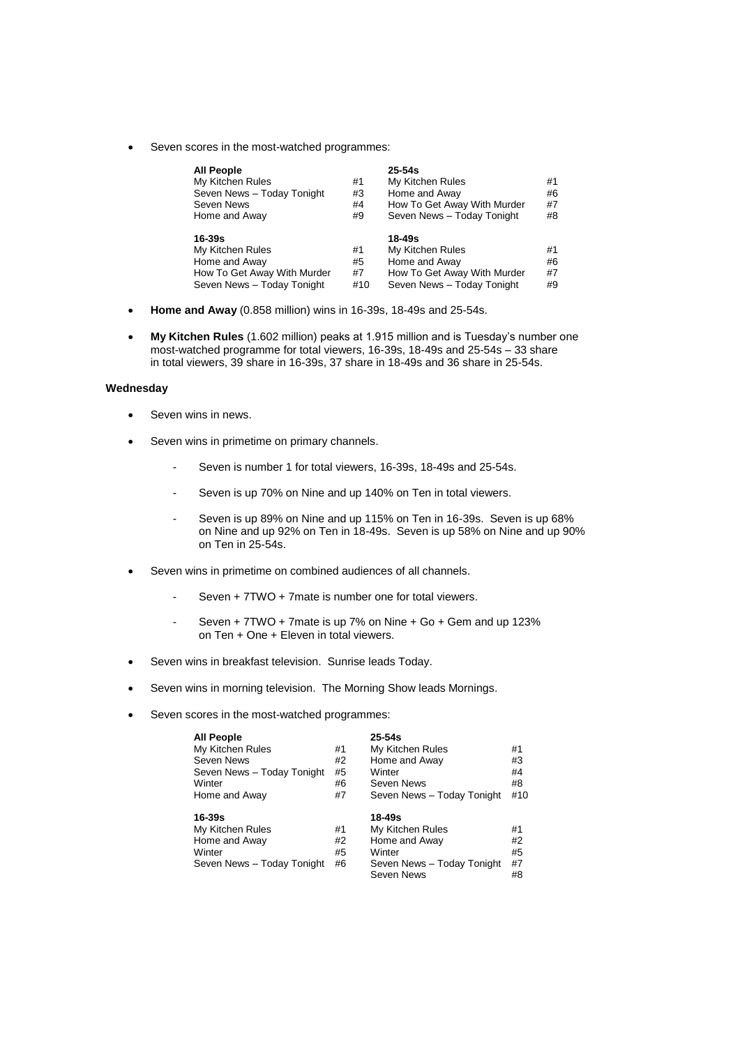- Seven scores in the most-watched programmes:

| All People | | 25-54s | |
|---|---|---|---|
| My Kitchen Rules | #1 | My Kitchen Rules | #1 |
| Seven News – Today Tonight | #3 | Home and Away | #6 |
| Seven News | #4 | How To Get Away With Murder | #7 |
| Home and Away | #9 | Seven News – Today Tonight | #8 |
| **16-39s** | | **18-49s** | |
| My Kitchen Rules | #1 | My Kitchen Rules | #1 |
| Home and Away | #5 | Home and Away | #6 |
| How To Get Away With Murder | #7 | How To Get Away With Murder | #7 |
| Seven News – Today Tonight | #10 | Seven News – Today Tonight | #9 |

- **Home and Away** (0.858 million) wins in 16-39s, 18-49s and 25-54s.

- **My Kitchen Rules** (1.602 million) peaks at 1.915 million and is Tuesday's number one most-watched programme for total viewers, 16-39s, 18-49s and 25-54s – 33 share in total viewers, 39 share in 16-39s, 37 share in 18-49s and 36 share in 25-54s.

### Wednesday

- Seven wins in news.

- Seven wins in primetime on primary channels.

  - Seven is number 1 for total viewers, 16-39s, 18-49s and 25-54s.

  - Seven is up 70% on Nine and up 140% on Ten in total viewers.

  - Seven is up 89% on Nine and up 115% on Ten in 16-39s. Seven is up 68% on Nine and up 92% on Ten in 18-49s. Seven is up 58% on Nine and up 90% on Ten in 25-54s.

- Seven wins in primetime on combined audiences of all channels.

  - Seven + 7TWO + 7mate is number one for total viewers.

  - Seven + 7TWO + 7mate is up 7% on Nine + Go + Gem and up 123% on Ten + One + Eleven in total viewers.

- Seven wins in breakfast television. Sunrise leads Today.

- Seven wins in morning television. The Morning Show leads Mornings.

- Seven scores in the most-watched programmes:

| All People | | 25-54s | |
|---|---|---|---|
| My Kitchen Rules | #1 | My Kitchen Rules | #1 |
| Seven News | #2 | Home and Away | #3 |
| Seven News – Today Tonight | #5 | Winter | #4 |
| Winter | #6 | Seven News | #8 |
| Home and Away | #7 | Seven News – Today Tonight | #10 |
| **16-39s** | | **18-49s** | |
| My Kitchen Rules | #1 | My Kitchen Rules | #1 |
| Home and Away | #2 | Home and Away | #2 |
| Winter | #5 | Winter | #5 |
| Seven News – Today Tonight | #6 | Seven News – Today Tonight | #7 |
| | | Seven News | #8 |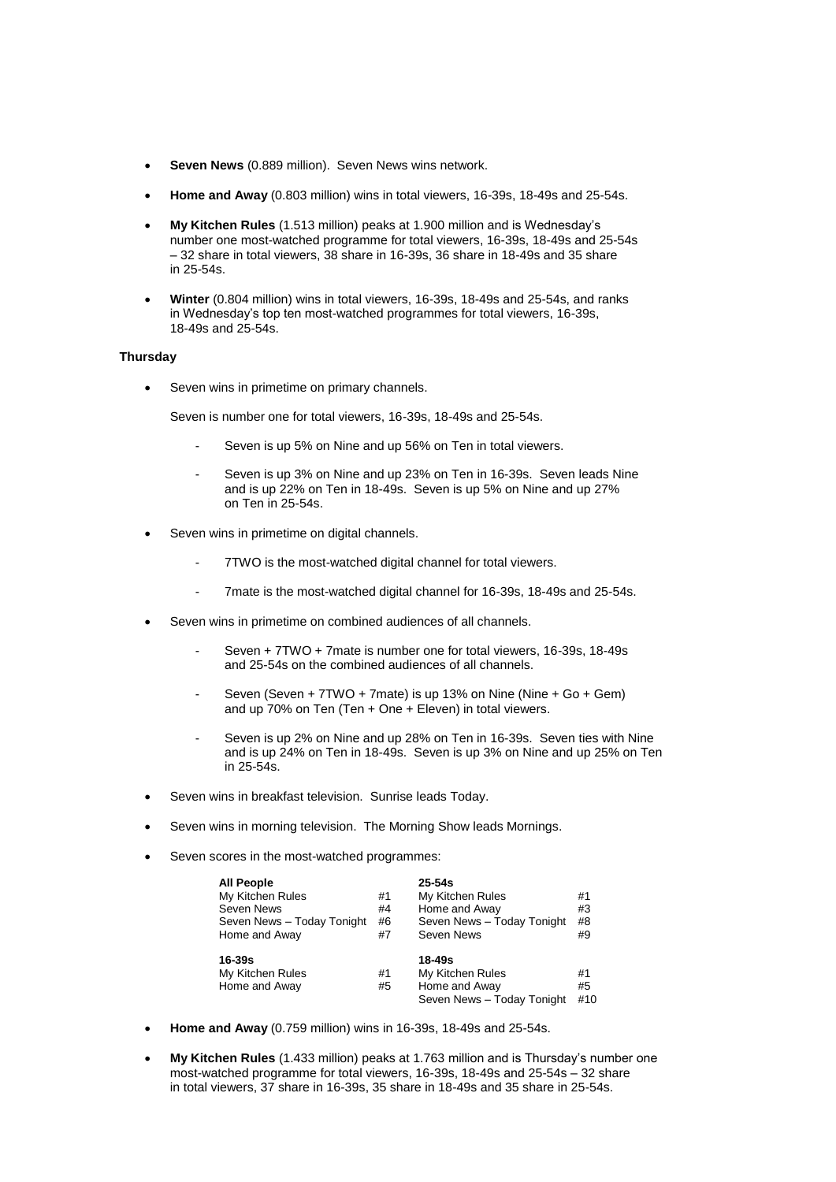- **Seven News** (0.889 million). Seven News wins network.
- **Home and Away** (0.803 million) wins in total viewers, 16-39s, 18-49s and 25-54s.
- **My Kitchen Rules** (1.513 million) peaks at 1.900 million and is Wednesday's number one most-watched programme for total viewers, 16-39s, 18-49s and 25-54s – 32 share in total viewers, 38 share in 16-39s, 36 share in 18-49s and 35 share in 25-54s.
- **Winter** (0.804 million) wins in total viewers, 16-39s, 18-49s and 25-54s, and ranks in Wednesday's top ten most-watched programmes for total viewers, 16-39s, 18-49s and 25-54s.

**Thursday**

- Seven wins in primetime on primary channels.

  Seven is number one for total viewers, 16-39s, 18-49s and 25-54s.

  - Seven is up 5% on Nine and up 56% on Ten in total viewers.
  - Seven is up 3% on Nine and up 23% on Ten in 16-39s. Seven leads Nine and is up 22% on Ten in 18-49s. Seven is up 5% on Nine and up 27% on Ten in 25-54s.

- Seven wins in primetime on digital channels.

  - 7TWO is the most-watched digital channel for total viewers.
  - 7mate is the most-watched digital channel for 16-39s, 18-49s and 25-54s.

- Seven wins in primetime on combined audiences of all channels.

  - Seven + 7TWO + 7mate is number one for total viewers, 16-39s, 18-49s and 25-54s on the combined audiences of all channels.
  - Seven (Seven + 7TWO + 7mate) is up 13% on Nine (Nine + Go + Gem) and up 70% on Ten (Ten + One + Eleven) in total viewers.
  - Seven is up 2% on Nine and up 28% on Ten in 16-39s. Seven ties with Nine and is up 24% on Ten in 18-49s. Seven is up 3% on Nine and up 25% on Ten in 25-54s.

- Seven wins in breakfast television. Sunrise leads Today.
- Seven wins in morning television. The Morning Show leads Mornings.
- Seven scores in the most-watched programmes:

| **All People** | | **25-54s** | |
|---|---|---|---|
| My Kitchen Rules | #1 | My Kitchen Rules | #1 |
| Seven News | #4 | Home and Away | #3 |
| Seven News – Today Tonight | #6 | Seven News – Today Tonight | #8 |
| Home and Away | #7 | Seven News | #9 |
| **16-39s** | | **18-49s** | |
| My Kitchen Rules | #1 | My Kitchen Rules | #1 |
| Home and Away | #5 | Home and Away | #5 |
| | | Seven News – Today Tonight | #10 |

- **Home and Away** (0.759 million) wins in 16-39s, 18-49s and 25-54s.
- **My Kitchen Rules** (1.433 million) peaks at 1.763 million and is Thursday's number one most-watched programme for total viewers, 16-39s, 18-49s and 25-54s – 32 share in total viewers, 37 share in 16-39s, 35 share in 18-49s and 35 share in 25-54s.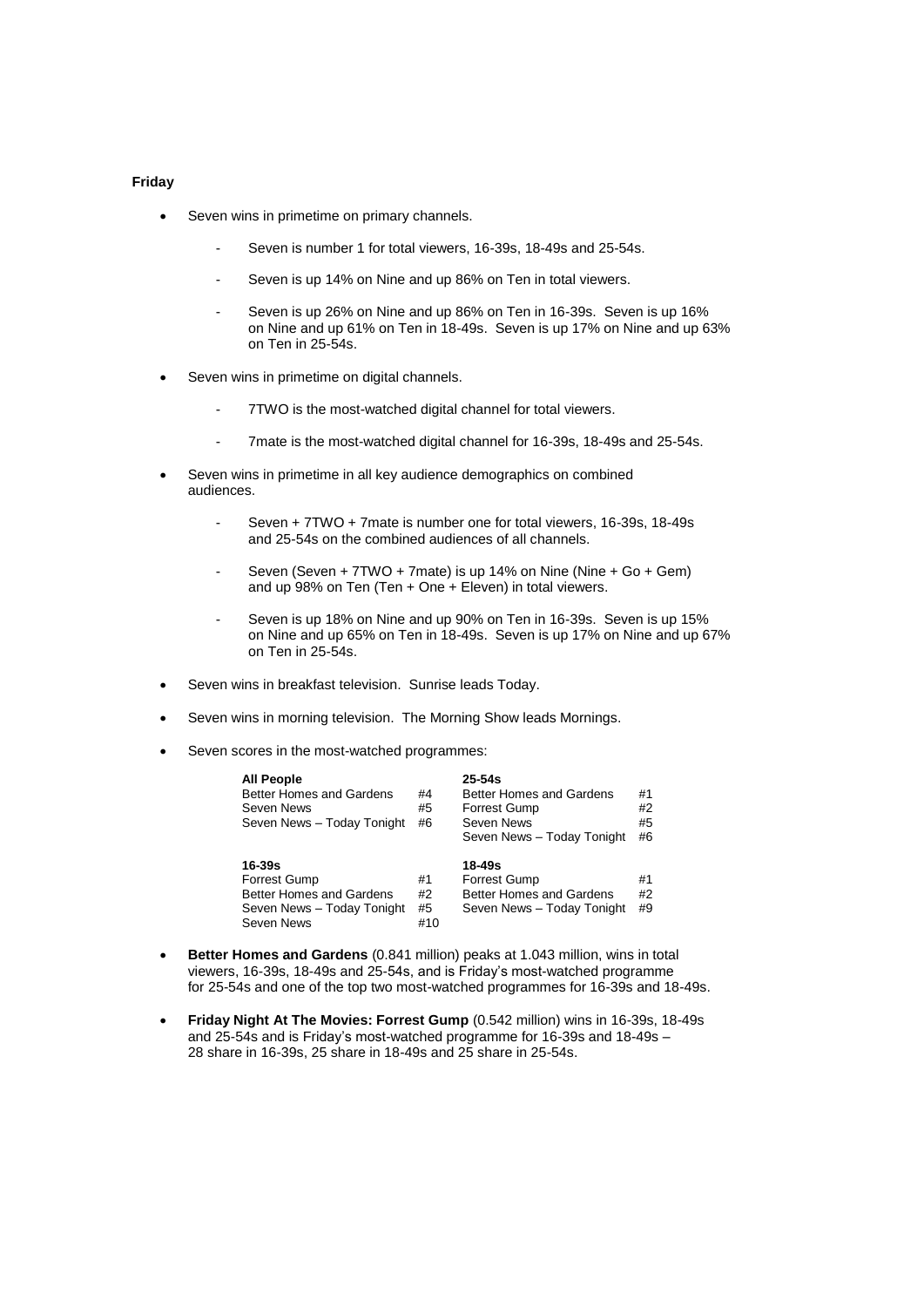**Friday**

- Seven wins in primetime on primary channels.
    - Seven is number 1 for total viewers, 16-39s, 18-49s and 25-54s.
    - Seven is up 14% on Nine and up 86% on Ten in total viewers.
    - Seven is up 26% on Nine and up 86% on Ten in 16-39s. Seven is up 16% on Nine and up 61% on Ten in 18-49s. Seven is up 17% on Nine and up 63% on Ten in 25-54s.
- Seven wins in primetime on digital channels.
    - 7TWO is the most-watched digital channel for total viewers.
    - 7mate is the most-watched digital channel for 16-39s, 18-49s and 25-54s.
- Seven wins in primetime in all key audience demographics on combined audiences.
    - Seven + 7TWO + 7mate is number one for total viewers, 16-39s, 18-49s and 25-54s on the combined audiences of all channels.
    - Seven (Seven + 7TWO + 7mate) is up 14% on Nine (Nine + Go + Gem) and up 98% on Ten (Ten + One + Eleven) in total viewers.
    - Seven is up 18% on Nine and up 90% on Ten in 16-39s. Seven is up 15% on Nine and up 65% on Ten in 18-49s. Seven is up 17% on Nine and up 67% on Ten in 25-54s.
- Seven wins in breakfast television. Sunrise leads Today.
- Seven wins in morning television. The Morning Show leads Mornings.
- Seven scores in the most-watched programmes:

| **All People** | | **25-54s** | |
|---|---|---|---|
| Better Homes and Gardens | #4 | Better Homes and Gardens | #1 |
| Seven News | #5 | Forrest Gump | #2 |
| Seven News – Today Tonight | #6 | Seven News | #5 |
| | | Seven News – Today Tonight | #6 |

| **16-39s** | | **18-49s** | |
|---|---|---|---|
| Forrest Gump | #1 | Forrest Gump | #1 |
| Better Homes and Gardens | #2 | Better Homes and Gardens | #2 |
| Seven News – Today Tonight | #5 | Seven News – Today Tonight | #9 |
| Seven News | #10 | | |

- **Better Homes and Gardens** (0.841 million) peaks at 1.043 million, wins in total viewers, 16-39s, 18-49s and 25-54s, and is Friday's most-watched programme for 25-54s and one of the top two most-watched programmes for 16-39s and 18-49s.
- **Friday Night At The Movies: Forrest Gump** (0.542 million) wins in 16-39s, 18-49s and 25-54s and is Friday's most-watched programme for 16-39s and 18-49s – 28 share in 16-39s, 25 share in 18-49s and 25 share in 25-54s.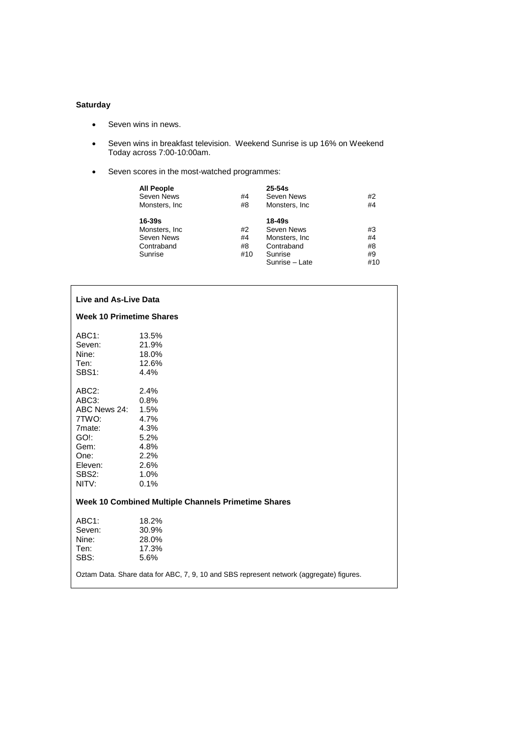**Saturday**

- Seven wins in news.
- Seven wins in breakfast television. Weekend Sunrise is up 16% on Weekend Today across 7:00-10:00am.
- Seven scores in the most-watched programmes:

| | | | |
|---|---|---|---|
| **All People** | | **25-54s** | |
| Seven News | #4 | Seven News | #2 |
| Monsters, Inc | #8 | Monsters, Inc | #4 |
| **16-39s** | | **18-49s** | |
| Monsters, Inc | #2 | Seven News | #3 |
| Seven News | #4 | Monsters, Inc | #4 |
| Contraband | #8 | Contraband | #8 |
| Sunrise | #10 | Sunrise | #9 |
| | | Sunrise – Late | #10 |

**Live and As-Live Data**

**Week 10 Primetime Shares**

| | |
|---|---|
| ABC1: | 13.5% |
| Seven: | 21.9% |
| Nine: | 18.0% |
| Ten: | 12.6% |
| SBS1: | 4.4% |
| ABC2: | 2.4% |
| ABC3: | 0.8% |
| ABC News 24: | 1.5% |
| 7TWO: | 4.7% |
| 7mate: | 4.3% |
| GO!: | 5.2% |
| Gem: | 4.8% |
| One: | 2.2% |
| Eleven: | 2.6% |
| SBS2: | 1.0% |
| NITV: | 0.1% |

**Week 10 Combined Multiple Channels Primetime Shares**

| | |
|---|---|
| ABC1: | 18.2% |
| Seven: | 30.9% |
| Nine: | 28.0% |
| Ten: | 17.3% |
| SBS: | 5.6% |

Oztam Data. Share data for ABC, 7, 9, 10 and SBS represent network (aggregate) figures.